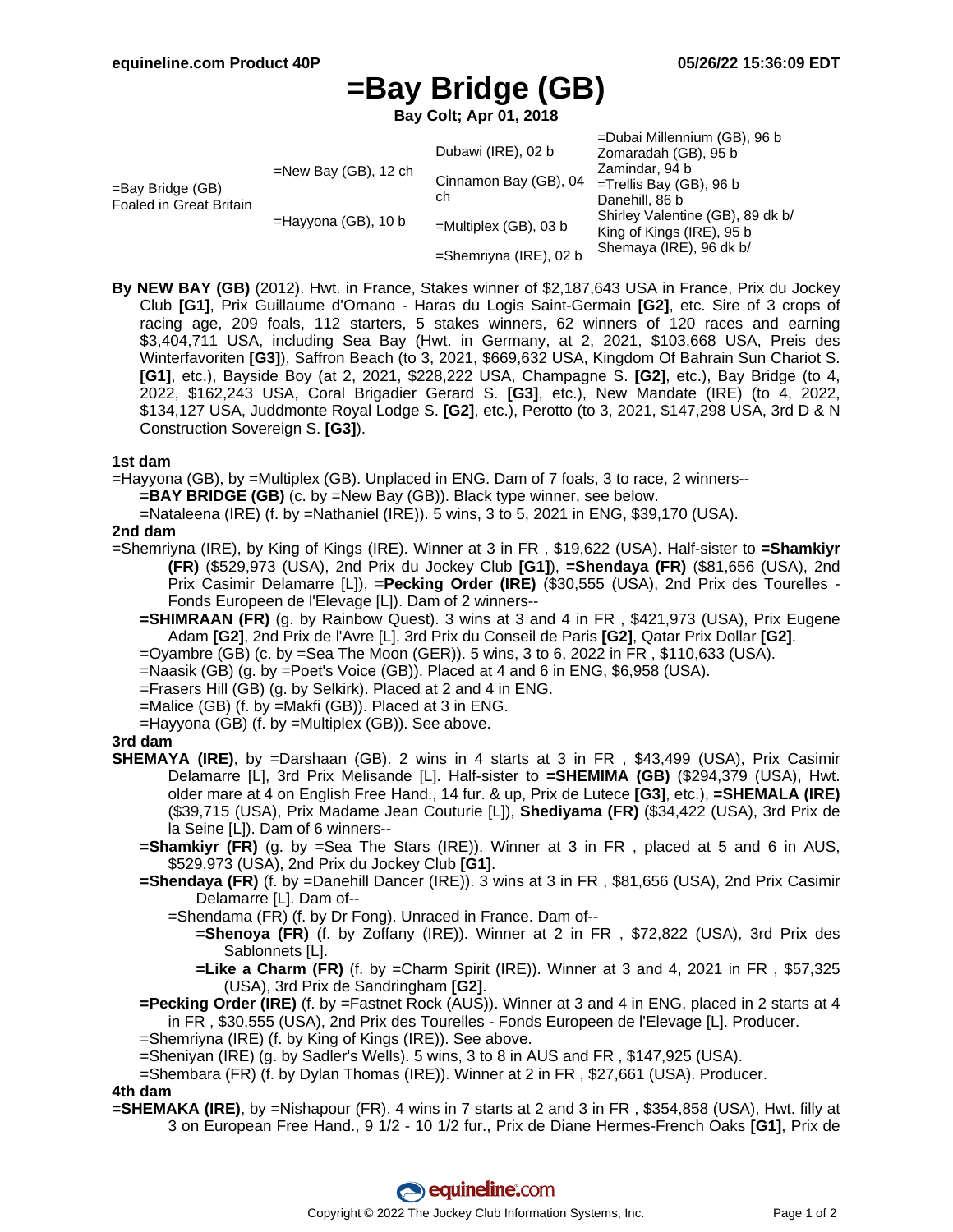# =Bay Bridge (GB)

**Bay Colt; Apr 01, 2018**

| | | | |
|---|---|---|---|
| =Bay Bridge (GB) Foaled in Great Britain | =New Bay (GB), 12 ch | Dubawi (IRE), 02 b | =Dubai Millennium (GB), 96 b |
| | | | Zomaradah (GB), 95 b |
| | | Cinnamon Bay (GB), 04 ch | Zamindar, 94 b |
| | | | =Trellis Bay (GB), 96 b |
| | =Hayyona (GB), 10 b | =Multiplex (GB), 03 b | Danehill, 86 b |
| | | | Shirley Valentine (GB), 89 dk b/ |
| | | =Shemriyna (IRE), 02 b | King of Kings (IRE), 95 b |
| | | | Shemaya (IRE), 96 dk b/ |

**By NEW BAY (GB)** (2012). Hwt. in France, Stakes winner of $2,187,643 USA in France, Prix du Jockey Club **[G1]**, Prix Guillaume d'Ornano - Haras du Logis Saint-Germain **[G2]**, etc. Sire of 3 crops of racing age, 209 foals, 112 starters, 5 stakes winners, 62 winners of 120 races and earning $3,404,711 USA, including Sea Bay (Hwt. in Germany, at 2, 2021, $103,668 USA, Preis des Winterfavoriten **[G3]**), Saffron Beach (to 3, 2021, $669,632 USA, Kingdom Of Bahrain Sun Chariot S. **[G1]**, etc.), Bayside Boy (at 2, 2021, $228,222 USA, Champagne S. **[G2]**, etc.), Bay Bridge (to 4, 2022, $162,243 USA, Coral Brigadier Gerard S. **[G3]**, etc.), New Mandate (IRE) (to 4, 2022, $134,127 USA, Juddmonte Royal Lodge S. **[G2]**, etc.), Perotto (to 3, 2021, $147,298 USA, 3rd D & N Construction Sovereign S. **[G3]**).

**1st dam**

=Hayyona (GB), by =Multiplex (GB). Unplaced in ENG. Dam of 7 foals, 3 to race, 2 winners--

- **=BAY BRIDGE (GB)** (c. by =New Bay (GB)). Black type winner, see below.
- =Nataleena (IRE) (f. by =Nathaniel (IRE)). 5 wins, 3 to 5, 2021 in ENG, $39,170 (USA).

**2nd dam**

=Shemriyna (IRE), by King of Kings (IRE). Winner at 3 in FR , $19,622 (USA). Half-sister to **=Shamkiyr (FR)** ($529,973 (USA), 2nd Prix du Jockey Club **[G1]**), **=Shendaya (FR)** ($81,656 (USA), 2nd Prix Casimir Delamarre [L]), **=Pecking Order (IRE)** ($30,555 (USA), 2nd Prix des Tourelles - Fonds Europeen de l'Elevage [L]). Dam of 2 winners--

- **=SHIMRAAN (FR)** (g. by Rainbow Quest). 3 wins at 3 and 4 in FR , $421,973 (USA), Prix Eugene Adam **[G2]**, 2nd Prix de l'Avre [L], 3rd Prix du Conseil de Paris **[G2]**, Qatar Prix Dollar **[G2]**.
- =Oyambre (GB) (c. by =Sea The Moon (GER)). 5 wins, 3 to 6, 2022 in FR , $110,633 (USA).
- =Naasik (GB) (g. by =Poet's Voice (GB)). Placed at 4 and 6 in ENG, $6,958 (USA).
- =Frasers Hill (GB) (g. by Selkirk). Placed at 2 and 4 in ENG.
- =Malice (GB) (f. by =Makfi (GB)). Placed at 3 in ENG.
- =Hayyona (GB) (f. by =Multiplex (GB)). See above.

**3rd dam**

**SHEMAYA (IRE)**, by =Darshaan (GB). 2 wins in 4 starts at 3 in FR , $43,499 (USA), Prix Casimir Delamarre [L], 3rd Prix Melisande [L]. Half-sister to **=SHEMIMA (GB)** ($294,379 (USA), Hwt. older mare at 4 on English Free Hand., 14 fur. & up, Prix de Lutece **[G3]**, etc.), **=SHEMALA (IRE)** ($39,715 (USA), Prix Madame Jean Couturie [L]), **Shediyama (FR)** ($34,422 (USA), 3rd Prix de la Seine [L]). Dam of 6 winners--

- **=Shamkiyr (FR)** (g. by =Sea The Stars (IRE)). Winner at 3 in FR , placed at 5 and 6 in AUS, $529,973 (USA), 2nd Prix du Jockey Club **[G1]**.
- **=Shendaya (FR)** (f. by =Danehill Dancer (IRE)). 3 wins at 3 in FR , $81,656 (USA), 2nd Prix Casimir Delamarre [L]. Dam of--
  - =Shendama (FR) (f. by Dr Fong). Unraced in France. Dam of--
    - **=Shenoya (FR)** (f. by Zoffany (IRE)). Winner at 2 in FR , $72,822 (USA), 3rd Prix des Sablonnets [L].
    - **=Like a Charm (FR)** (f. by =Charm Spirit (IRE)). Winner at 3 and 4, 2021 in FR , $57,325 (USA), 3rd Prix de Sandringham **[G2]**.
- **=Pecking Order (IRE)** (f. by =Fastnet Rock (AUS)). Winner at 3 and 4 in ENG, placed in 2 starts at 4 in FR , $30,555 (USA), 2nd Prix des Tourelles - Fonds Europeen de l'Elevage [L]. Producer.
- =Shemriyna (IRE) (f. by King of Kings (IRE)). See above.
- =Sheniyan (IRE) (g. by Sadler's Wells). 5 wins, 3 to 8 in AUS and FR , $147,925 (USA).
- =Shembara (FR) (f. by Dylan Thomas (IRE)). Winner at 2 in FR , $27,661 (USA). Producer.

**4th dam**

**=SHEMAKA (IRE)**, by =Nishapour (FR). 4 wins in 7 starts at 2 and 3 in FR , $354,858 (USA), Hwt. filly at 3 on European Free Hand., 9 1/2 - 10 1/2 fur., Prix de Diane Hermes-French Oaks **[G1]**, Prix de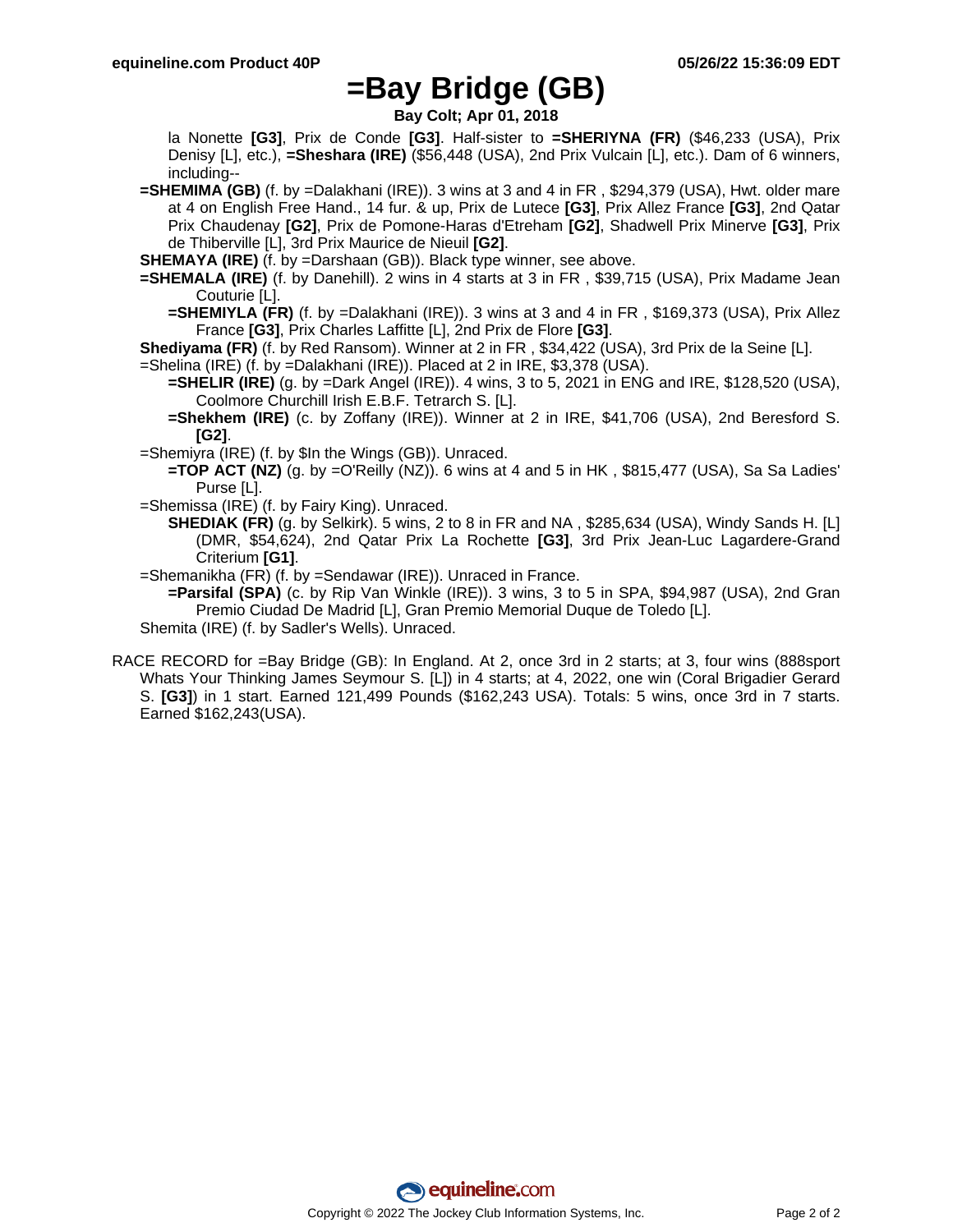# =Bay Bridge (GB)

**Bay Colt; Apr 01, 2018**

la Nonette **[G3]**, Prix de Conde **[G3]**. Half-sister to **=SHERIYNA (FR)** ($46,233 (USA), Prix Denisy [L], etc.), **=Sheshara (IRE)** ($56,448 (USA), 2nd Prix Vulcain [L], etc.). Dam of 6 winners, including--

**=SHEMIMA (GB)** (f. by =Dalakhani (IRE)). 3 wins at 3 and 4 in FR , $294,379 (USA), Hwt. older mare at 4 on English Free Hand., 14 fur. & up, Prix de Lutece **[G3]**, Prix Allez France **[G3]**, 2nd Qatar Prix Chaudenay **[G2]**, Prix de Pomone-Haras d'Etreham **[G2]**, Shadwell Prix Minerve **[G3]**, Prix de Thiberville [L], 3rd Prix Maurice de Nieuil **[G2]**.

**SHEMAYA (IRE)** (f. by =Darshaan (GB)). Black type winner, see above.

**=SHEMALA (IRE)** (f. by Danehill). 2 wins in 4 starts at 3 in FR , $39,715 (USA), Prix Madame Jean Couturie [L].

**=SHEMIYLA (FR)** (f. by =Dalakhani (IRE)). 3 wins at 3 and 4 in FR , $169,373 (USA), Prix Allez France **[G3]**, Prix Charles Laffitte [L], 2nd Prix de Flore **[G3]**.

**Shediyama (FR)** (f. by Red Ransom). Winner at 2 in FR , $34,422 (USA), 3rd Prix de la Seine [L].

=Shelina (IRE) (f. by =Dalakhani (IRE)). Placed at 2 in IRE, $3,378 (USA).

**=SHELIR (IRE)** (g. by =Dark Angel (IRE)). 4 wins, 3 to 5, 2021 in ENG and IRE, $128,520 (USA), Coolmore Churchill Irish E.B.F. Tetrarch S. [L].

**=Shekhem (IRE)** (c. by Zoffany (IRE)). Winner at 2 in IRE, $41,706 (USA), 2nd Beresford S. **[G2]**.

=Shemiyra (IRE) (f. by $In the Wings (GB)). Unraced.

**=TOP ACT (NZ)** (g. by =O'Reilly (NZ)). 6 wins at 4 and 5 in HK , $815,477 (USA), Sa Sa Ladies' Purse [L].

=Shemissa (IRE) (f. by Fairy King). Unraced.

**SHEDIAK (FR)** (g. by Selkirk). 5 wins, 2 to 8 in FR and NA , $285,634 (USA), Windy Sands H. [L] (DMR, $54,624), 2nd Qatar Prix La Rochette **[G3]**, 3rd Prix Jean-Luc Lagardere-Grand Criterium **[G1]**.

=Shemanikha (FR) (f. by =Sendawar (IRE)). Unraced in France.

**=Parsifal (SPA)** (c. by Rip Van Winkle (IRE)). 3 wins, 3 to 5 in SPA, $94,987 (USA), 2nd Gran Premio Ciudad De Madrid [L], Gran Premio Memorial Duque de Toledo [L].

Shemita (IRE) (f. by Sadler's Wells). Unraced.

RACE RECORD for =Bay Bridge (GB): In England. At 2, once 3rd in 2 starts; at 3, four wins (888sport Whats Your Thinking James Seymour S. [L]) in 4 starts; at 4, 2022, one win (Coral Brigadier Gerard S. **[G3]**) in 1 start. Earned 121,499 Pounds ($162,243 USA). Totals: 5 wins, once 3rd in 7 starts. Earned $162,243(USA).